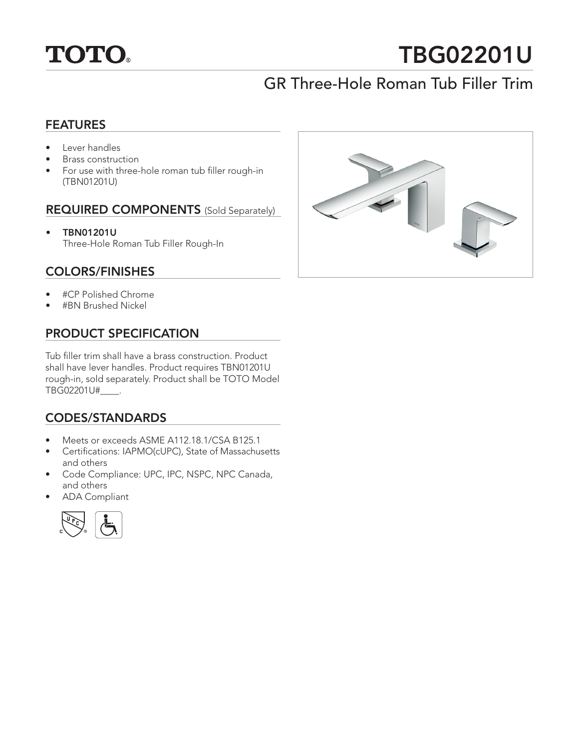# TOTO®

# TBG02201U

## GR Three-Hole Roman Tub Filler Trim

### FEATURES

- Lever handles
- Brass construction
- For use with three-hole roman tub filler rough-in (TBN01201U)

### REQUIRED COMPONENTS (Sold Separately)

- **TBN01201U**
  Three-Hole Roman Tub Filler Rough-In

### COLORS/FINISHES

- #CP Polished Chrome
- #BN Brushed Nickel

### PRODUCT SPECIFICATION

Tub filler trim shall have a brass construction. Product shall have lever handles. Product requires TBN01201U rough-in, sold separately. Product shall be TOTO Model TBG02201U#____.

### CODES/STANDARDS

- Meets or exceeds ASME A112.18.1/CSA B125.1
- Certifications: IAPMO(cUPC), State of Massachusetts and others
- Code Compliance: UPC, IPC, NSPC, NPC Canada, and others
- ADA Compliant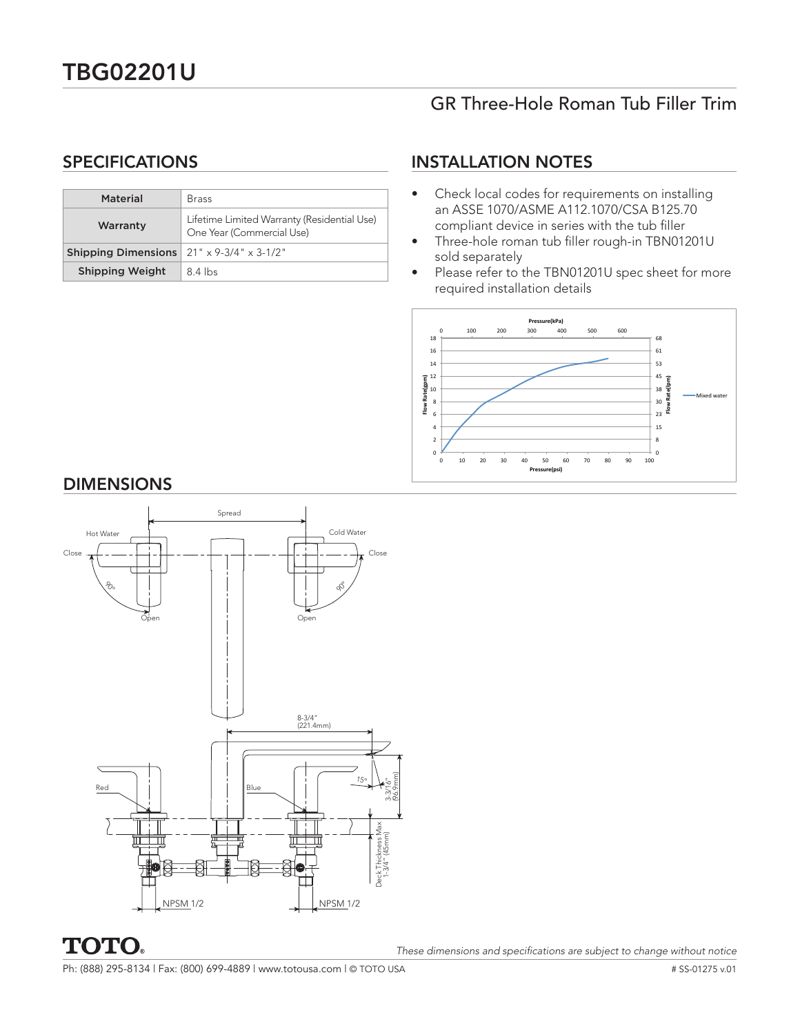# TBG02201U

## GR Three-Hole Roman Tub Filler Trim

## SPECIFICATIONS

| | |
|---|---|
| Material | Brass |
| Warranty | Lifetime Limited Warranty (Residential Use) One Year (Commercial Use) |
| Shipping Dimensions | 21" x 9-3/4" x 3-1/2" |
| Shipping Weight | 8.4 lbs |

## INSTALLATION NOTES

- Check local codes for requirements on installing an ASSE 1070/ASME A112.1070/CSA B125.70 compliant device in series with the tub filler
- Three-hole roman tub filler rough-in TBN01201U sold separately
- Please refer to the TBN01201U spec sheet for more required installation details

Pressure(kPa)
0 100 200 300 400 500 600
Flow Rate(gpm)
18 16 14 12 10 8 6 4 2 0
Flow Rate(lpm)
68 61 53 45 38 30 23 15 8 0
0 10 20 30 40 50 60 70 80 90 100
Pressure(psi)
Mixed water

## DIMENSIONS

Spread
Hot Water
Cold Water
Close
Close
90°
90°
Open
Open
8-3/4" (221.4mm)
15°
3-3/16" (76.9mm)
Red
Blue
Deck Thickness Max 1-3/4" (45mm)
NPSM 1/2
NPSM 1/2

*These dimensions and specifications are subject to change without notice*

Ph: (888) 295-8134 | Fax: (800) 699-4889 | www.totousa.com | © TOTO USA

# SS-01275 v.01